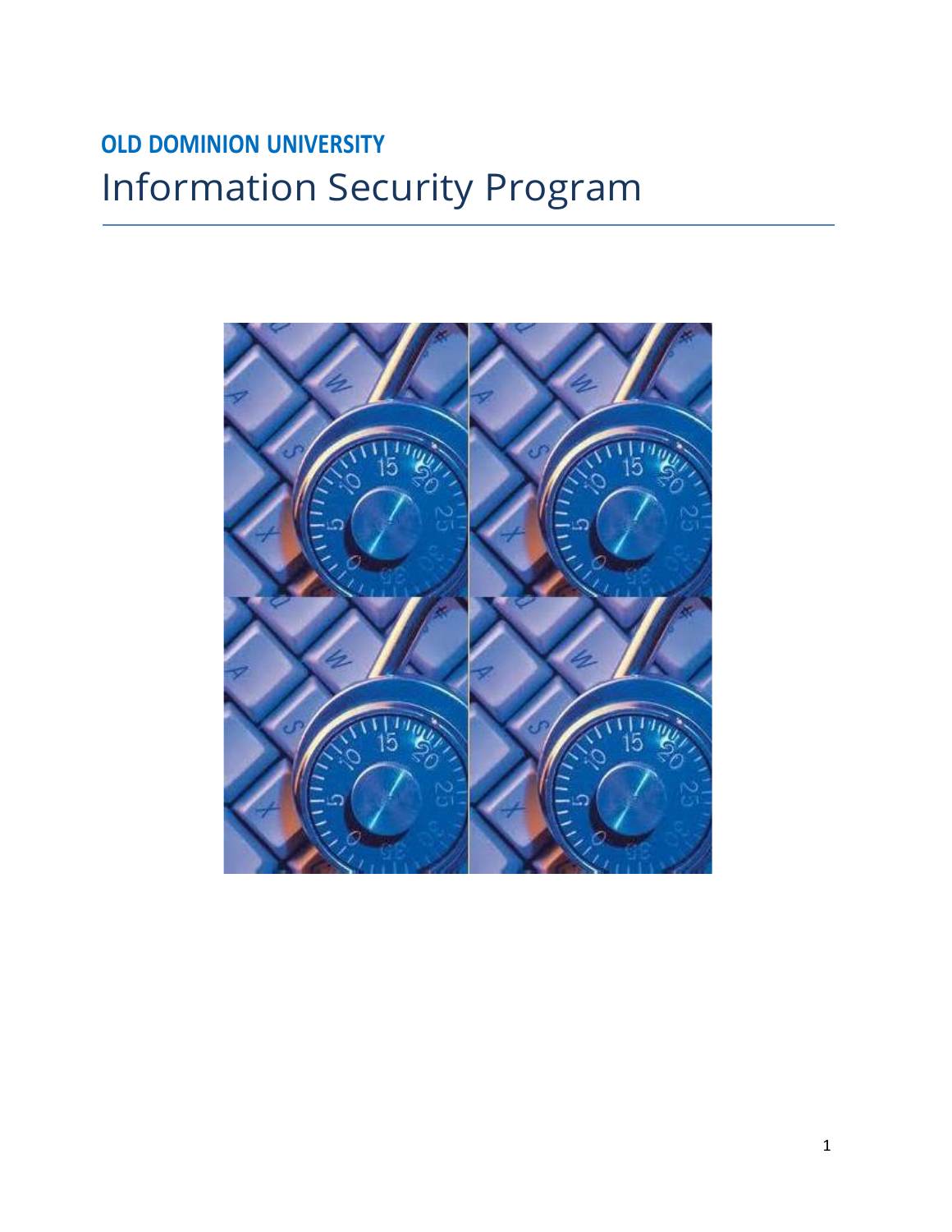**OLD DOMINION UNIVERSITY**

# Information Security Program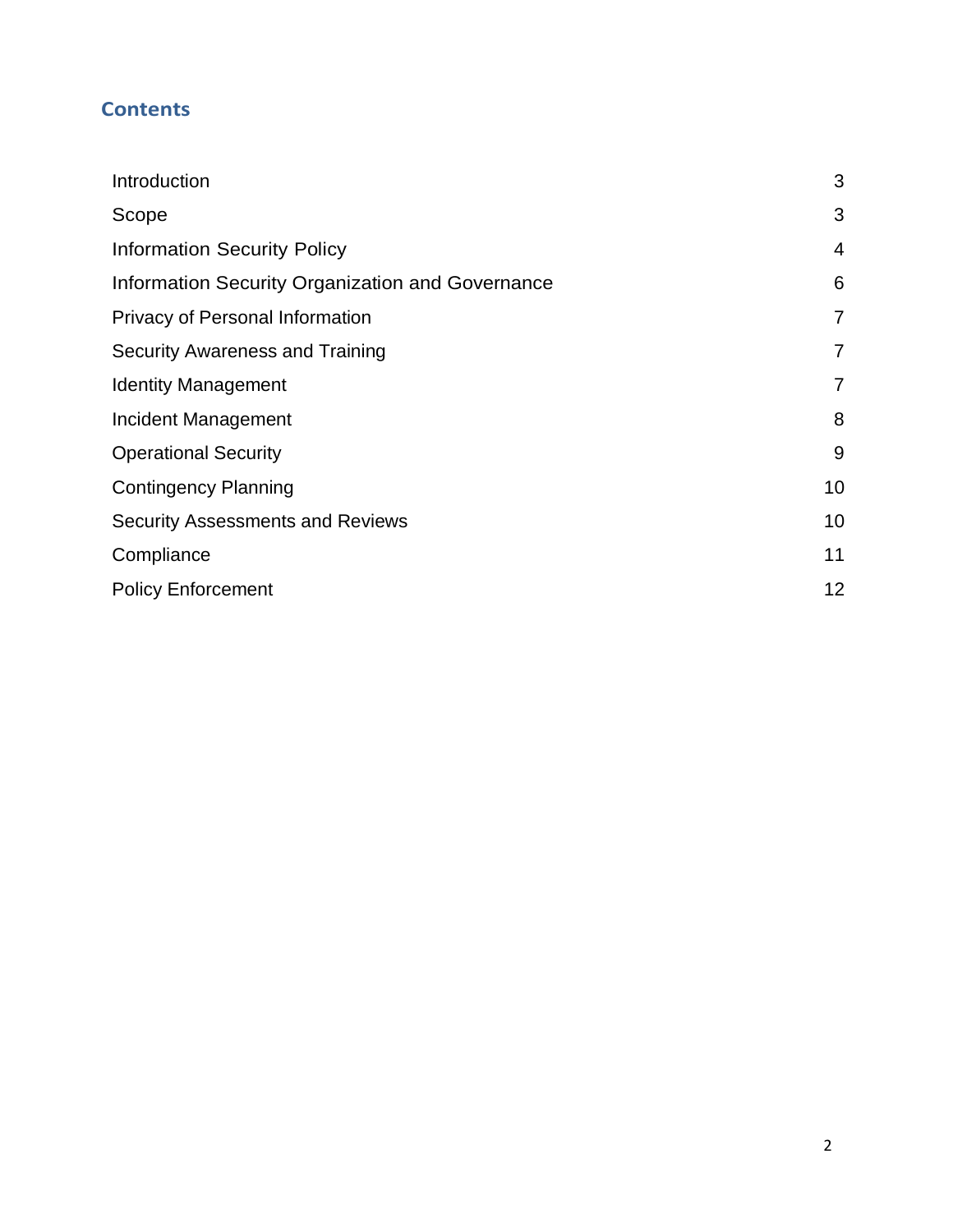## Contents

| | |
|---|---|
| Introduction | 3 |
| Scope | 3 |
| Information Security Policy | 4 |
| Information Security Organization and Governance | 6 |
| Privacy of Personal Information | 7 |
| Security Awareness and Training | 7 |
| Identity Management | 7 |
| Incident Management | 8 |
| Operational Security | 9 |
| Contingency Planning | 10 |
| Security Assessments and Reviews | 10 |
| Compliance | 11 |
| Policy Enforcement | 12 |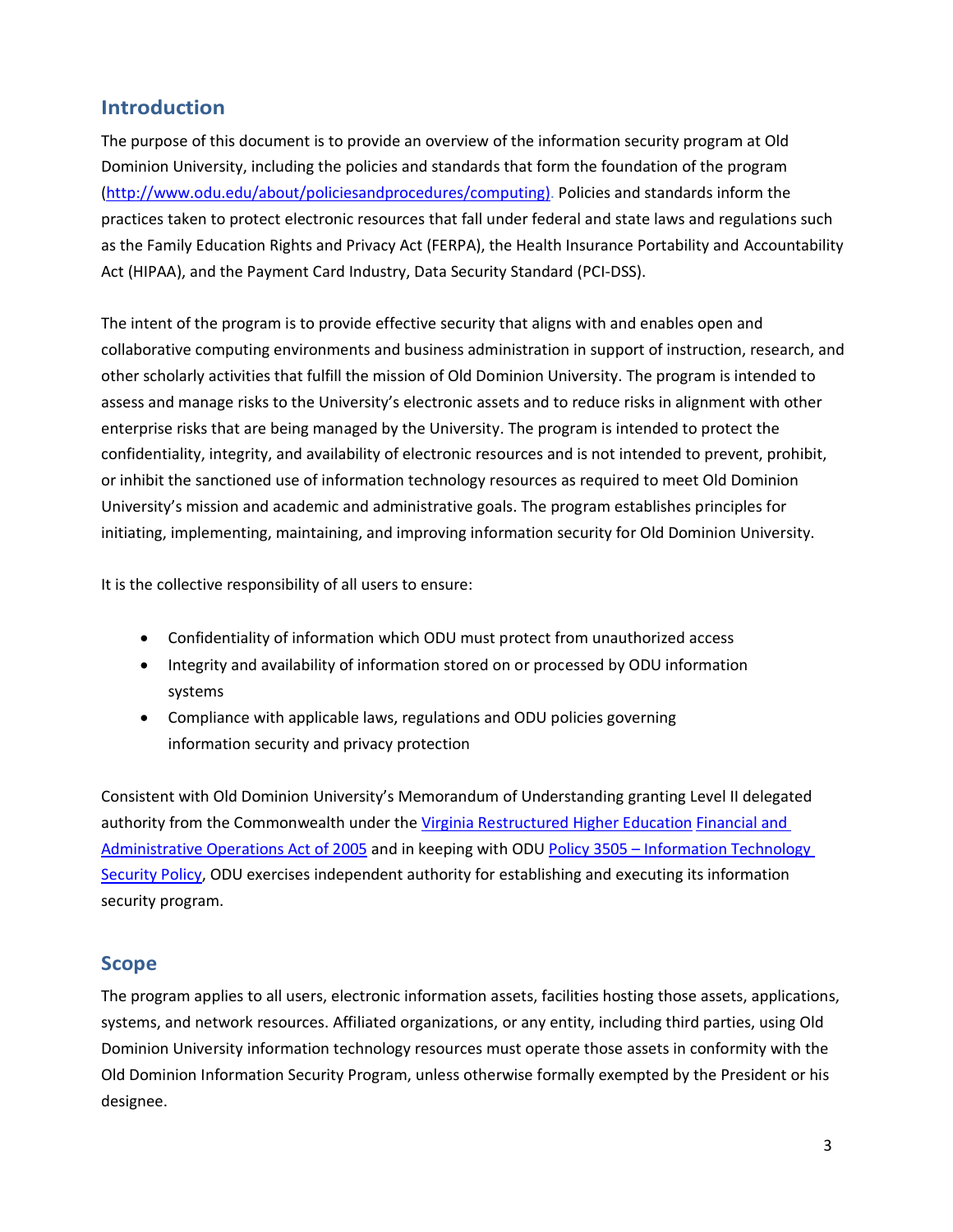## Introduction

The purpose of this document is to provide an overview of the information security program at Old Dominion University, including the policies and standards that form the foundation of the program (http://www.odu.edu/about/policiesandprocedures/computing). Policies and standards inform the practices taken to protect electronic resources that fall under federal and state laws and regulations such as the Family Education Rights and Privacy Act (FERPA), the Health Insurance Portability and Accountability Act (HIPAA), and the Payment Card Industry, Data Security Standard (PCI-DSS).

The intent of the program is to provide effective security that aligns with and enables open and collaborative computing environments and business administration in support of instruction, research, and other scholarly activities that fulfill the mission of Old Dominion University. The program is intended to assess and manage risks to the University's electronic assets and to reduce risks in alignment with other enterprise risks that are being managed by the University. The program is intended to protect the confidentiality, integrity, and availability of electronic resources and is not intended to prevent, prohibit, or inhibit the sanctioned use of information technology resources as required to meet Old Dominion University's mission and academic and administrative goals. The program establishes principles for initiating, implementing, maintaining, and improving information security for Old Dominion University.

It is the collective responsibility of all users to ensure:

- Confidentiality of information which ODU must protect from unauthorized access
- Integrity and availability of information stored on or processed by ODU information systems
- Compliance with applicable laws, regulations and ODU policies governing information security and privacy protection

Consistent with Old Dominion University's Memorandum of Understanding granting Level II delegated authority from the Commonwealth under the Virginia Restructured Higher Education Financial and Administrative Operations Act of 2005 and in keeping with ODU Policy 3505 – Information Technology Security Policy, ODU exercises independent authority for establishing and executing its information security program.

## Scope

The program applies to all users, electronic information assets, facilities hosting those assets, applications, systems, and network resources. Affiliated organizations, or any entity, including third parties, using Old Dominion University information technology resources must operate those assets in conformity with the Old Dominion Information Security Program, unless otherwise formally exempted by the President or his designee.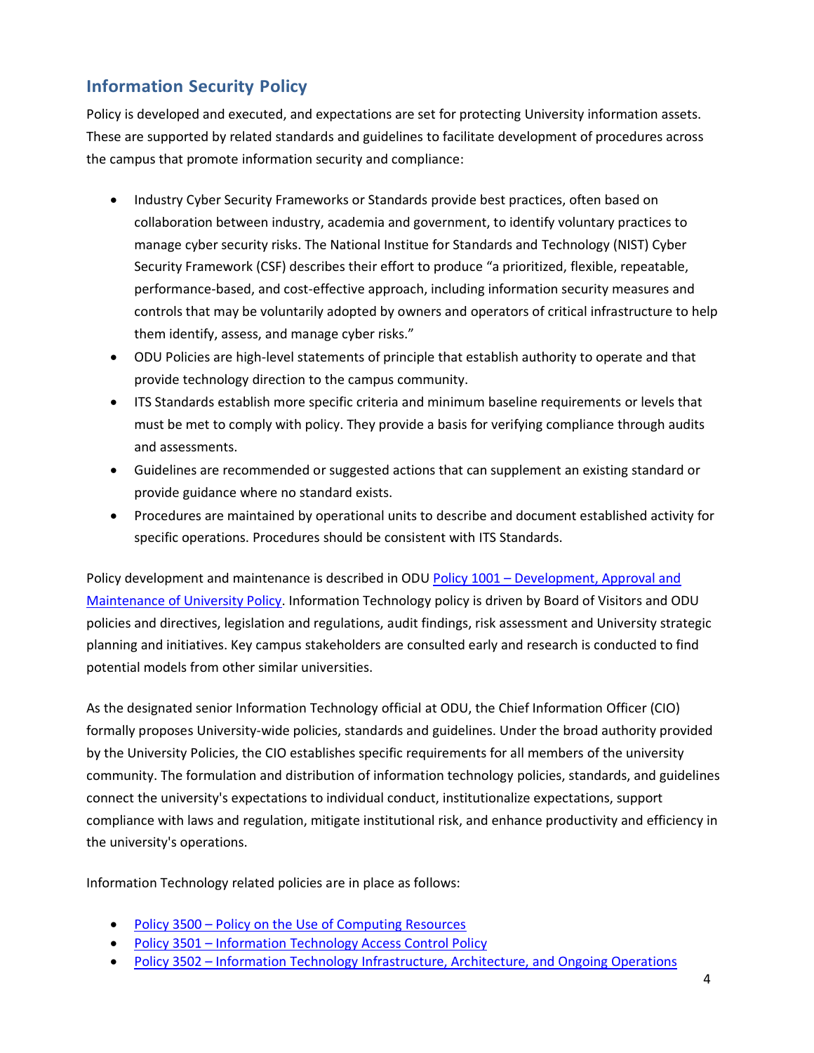## Information Security Policy

Policy is developed and executed, and expectations are set for protecting University information assets. These are supported by related standards and guidelines to facilitate development of procedures across the campus that promote information security and compliance:

- Industry Cyber Security Frameworks or Standards provide best practices, often based on collaboration between industry, academia and government, to identify voluntary practices to manage cyber security risks. The National Institue for Standards and Technology (NIST) Cyber Security Framework (CSF) describes their effort to produce "a prioritized, flexible, repeatable, performance-based, and cost-effective approach, including information security measures and controls that may be voluntarily adopted by owners and operators of critical infrastructure to help them identify, assess, and manage cyber risks."
- ODU Policies are high-level statements of principle that establish authority to operate and that provide technology direction to the campus community.
- ITS Standards establish more specific criteria and minimum baseline requirements or levels that must be met to comply with policy. They provide a basis for verifying compliance through audits and assessments.
- Guidelines are recommended or suggested actions that can supplement an existing standard or provide guidance where no standard exists.
- Procedures are maintained by operational units to describe and document established activity for specific operations. Procedures should be consistent with ITS Standards.

Policy development and maintenance is described in ODU Policy 1001 – Development, Approval and Maintenance of University Policy. Information Technology policy is driven by Board of Visitors and ODU policies and directives, legislation and regulations, audit findings, risk assessment and University strategic planning and initiatives. Key campus stakeholders are consulted early and research is conducted to find potential models from other similar universities.

As the designated senior Information Technology official at ODU, the Chief Information Officer (CIO) formally proposes University-wide policies, standards and guidelines. Under the broad authority provided by the University Policies, the CIO establishes specific requirements for all members of the university community. The formulation and distribution of information technology policies, standards, and guidelines connect the university's expectations to individual conduct, institutionalize expectations, support compliance with laws and regulation, mitigate institutional risk, and enhance productivity and efficiency in the university's operations.

Information Technology related policies are in place as follows:

- Policy 3500 – Policy on the Use of Computing Resources
- Policy 3501 – Information Technology Access Control Policy
- Policy 3502 – Information Technology Infrastructure, Architecture, and Ongoing Operations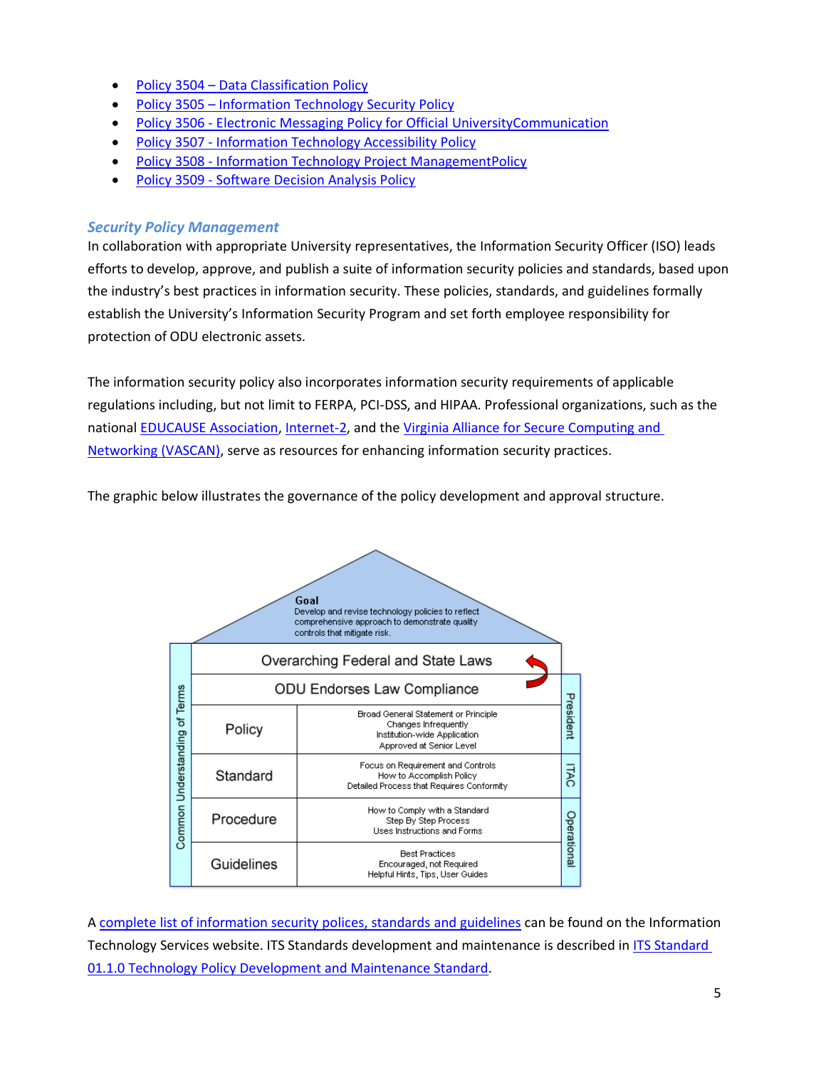- Policy 3504 – Data Classification Policy
- Policy 3505 – Information Technology Security Policy
- Policy 3506 - Electronic Messaging Policy for Official UniversityCommunication
- Policy 3507 - Information Technology Accessibility Policy
- Policy 3508 - Information Technology Project ManagementPolicy
- Policy 3509 - Software Decision Analysis Policy

### *Security Policy Management*

In collaboration with appropriate University representatives, the Information Security Officer (ISO) leads efforts to develop, approve, and publish a suite of information security policies and standards, based upon the industry's best practices in information security. These policies, standards, and guidelines formally establish the University's Information Security Program and set forth employee responsibility for protection of ODU electronic assets.

The information security policy also incorporates information security requirements of applicable regulations including, but not limit to FERPA, PCI-DSS, and HIPAA. Professional organizations, such as the national EDUCAUSE Association, Internet-2, and the Virginia Alliance for Secure Computing and Networking (VASCAN), serve as resources for enhancing information security practices.

The graphic below illustrates the governance of the policy development and approval structure.

**Goal**
Develop and revise technology policies to reflect comprehensive approach to demonstrate quality controls that mitigate risk.

| Overarching Federal and State Laws | |
|---|---|
| ODU Endorses Law Compliance | |
| Policy | Broad General Statement or Principle; Changes Infrequently; Institution-wide Application; Approved at Senior Level |
| Standard | Focus on Requirement and Controls; How to Accomplish Policy; Detailed Process that Requires Conformity |
| Procedure | How to Comply with a Standard; Step By Step Process; Uses Instructions and Forms |
| Guidelines | Best Practices; Encouraged, not Required; Helpful Hints, Tips, User Guides |

Common Understanding of Terms

President | ITAC | Operational

A complete list of information security polices, standards and guidelines can be found on the Information Technology Services website. ITS Standards development and maintenance is described in ITS Standard 01.1.0 Technology Policy Development and Maintenance Standard.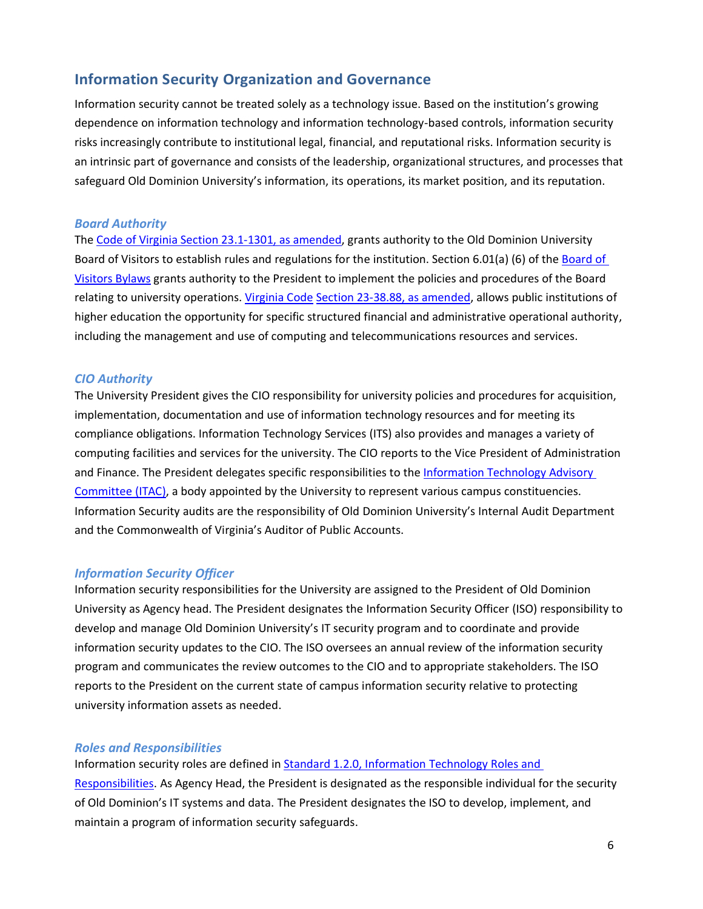## Information Security Organization and Governance

Information security cannot be treated solely as a technology issue. Based on the institution's growing dependence on information technology and information technology-based controls, information security risks increasingly contribute to institutional legal, financial, and reputational risks. Information security is an intrinsic part of governance and consists of the leadership, organizational structures, and processes that safeguard Old Dominion University's information, its operations, its market position, and its reputation.

### *Board Authority*

The Code of Virginia Section 23.1-1301, as amended, grants authority to the Old Dominion University Board of Visitors to establish rules and regulations for the institution. Section 6.01(a) (6) of the Board of Visitors Bylaws grants authority to the President to implement the policies and procedures of the Board relating to university operations. Virginia Code Section 23-38.88, as amended, allows public institutions of higher education the opportunity for specific structured financial and administrative operational authority, including the management and use of computing and telecommunications resources and services.

### *CIO Authority*

The University President gives the CIO responsibility for university policies and procedures for acquisition, implementation, documentation and use of information technology resources and for meeting its compliance obligations. Information Technology Services (ITS) also provides and manages a variety of computing facilities and services for the university. The CIO reports to the Vice President of Administration and Finance. The President delegates specific responsibilities to the Information Technology Advisory Committee (ITAC), a body appointed by the University to represent various campus constituencies. Information Security audits are the responsibility of Old Dominion University's Internal Audit Department and the Commonwealth of Virginia's Auditor of Public Accounts.

### *Information Security Officer*

Information security responsibilities for the University are assigned to the President of Old Dominion University as Agency head. The President designates the Information Security Officer (ISO) responsibility to develop and manage Old Dominion University's IT security program and to coordinate and provide information security updates to the CIO. The ISO oversees an annual review of the information security program and communicates the review outcomes to the CIO and to appropriate stakeholders. The ISO reports to the President on the current state of campus information security relative to protecting university information assets as needed.

### *Roles and Responsibilities*

Information security roles are defined in Standard 1.2.0, Information Technology Roles and Responsibilities. As Agency Head, the President is designated as the responsible individual for the security of Old Dominion's IT systems and data. The President designates the ISO to develop, implement, and maintain a program of information security safeguards.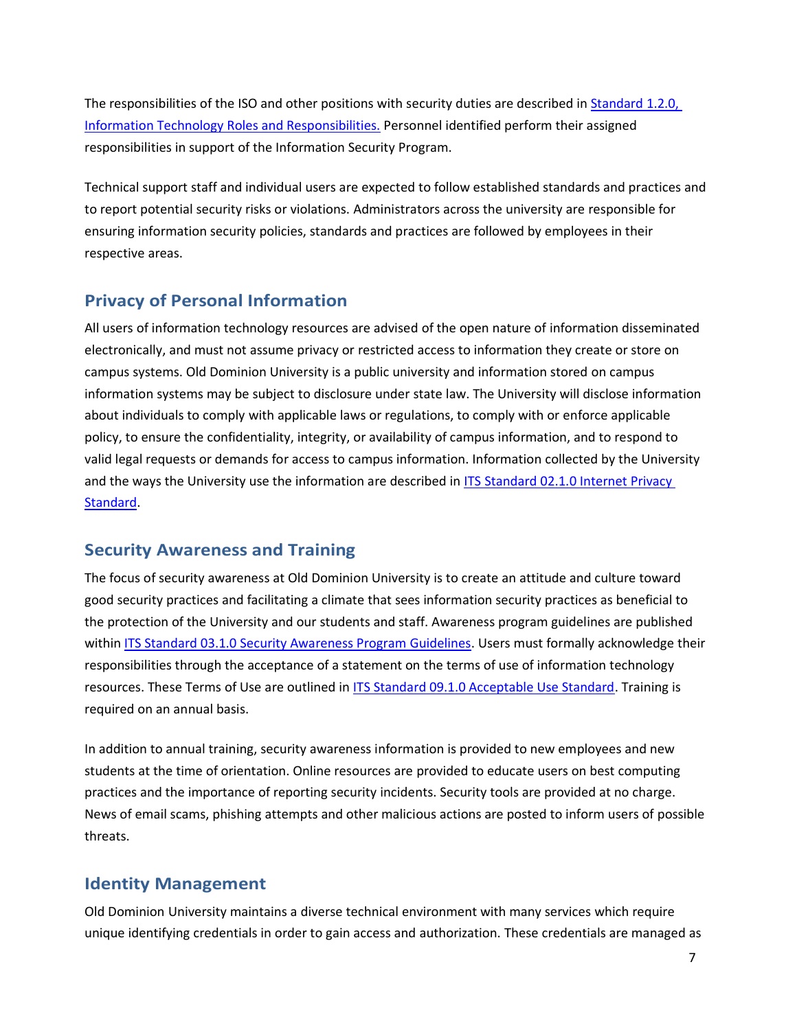The responsibilities of the ISO and other positions with security duties are described in Standard 1.2.0, Information Technology Roles and Responsibilities. Personnel identified perform their assigned responsibilities in support of the Information Security Program.

Technical support staff and individual users are expected to follow established standards and practices and to report potential security risks or violations. Administrators across the university are responsible for ensuring information security policies, standards and practices are followed by employees in their respective areas.

## Privacy of Personal Information

All users of information technology resources are advised of the open nature of information disseminated electronically, and must not assume privacy or restricted access to information they create or store on campus systems. Old Dominion University is a public university and information stored on campus information systems may be subject to disclosure under state law. The University will disclose information about individuals to comply with applicable laws or regulations, to comply with or enforce applicable policy, to ensure the confidentiality, integrity, or availability of campus information, and to respond to valid legal requests or demands for access to campus information. Information collected by the University and the ways the University use the information are described in ITS Standard 02.1.0 Internet Privacy Standard.

## Security Awareness and Training

The focus of security awareness at Old Dominion University is to create an attitude and culture toward good security practices and facilitating a climate that sees information security practices as beneficial to the protection of the University and our students and staff. Awareness program guidelines are published within ITS Standard 03.1.0 Security Awareness Program Guidelines. Users must formally acknowledge their responsibilities through the acceptance of a statement on the terms of use of information technology resources. These Terms of Use are outlined in ITS Standard 09.1.0 Acceptable Use Standard. Training is required on an annual basis.

In addition to annual training, security awareness information is provided to new employees and new students at the time of orientation. Online resources are provided to educate users on best computing practices and the importance of reporting security incidents. Security tools are provided at no charge. News of email scams, phishing attempts and other malicious actions are posted to inform users of possible threats.

## Identity Management

Old Dominion University maintains a diverse technical environment with many services which require unique identifying credentials in order to gain access and authorization. These credentials are managed as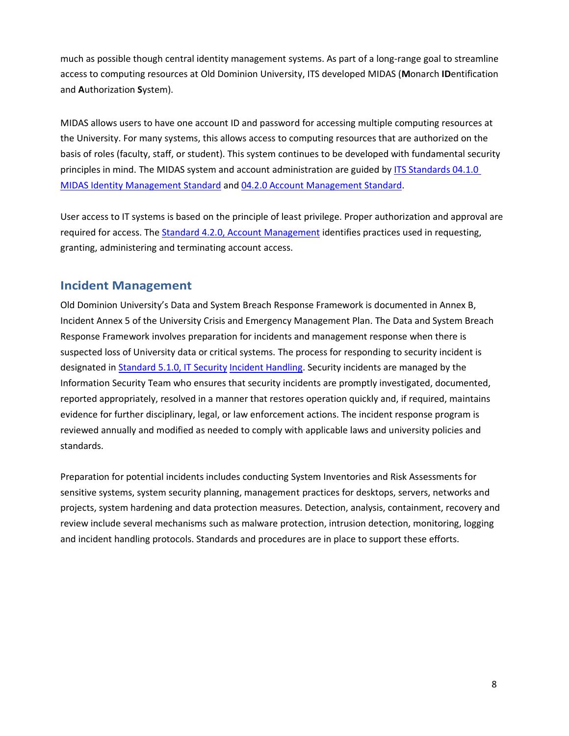much as possible though central identity management systems. As part of a long-range goal to streamline access to computing resources at Old Dominion University, ITS developed MIDAS (**M**onarch **ID**entification and **A**uthorization **S**ystem).

MIDAS allows users to have one account ID and password for accessing multiple computing resources at the University. For many systems, this allows access to computing resources that are authorized on the basis of roles (faculty, staff, or student). This system continues to be developed with fundamental security principles in mind. The MIDAS system and account administration are guided by ITS Standards 04.1.0 MIDAS Identity Management Standard and 04.2.0 Account Management Standard.

User access to IT systems is based on the principle of least privilege. Proper authorization and approval are required for access. The Standard 4.2.0, Account Management identifies practices used in requesting, granting, administering and terminating account access.

## Incident Management

Old Dominion University's Data and System Breach Response Framework is documented in Annex B, Incident Annex 5 of the University Crisis and Emergency Management Plan. The Data and System Breach Response Framework involves preparation for incidents and management response when there is suspected loss of University data or critical systems. The process for responding to security incident is designated in Standard 5.1.0, IT Security Incident Handling. Security incidents are managed by the Information Security Team who ensures that security incidents are promptly investigated, documented, reported appropriately, resolved in a manner that restores operation quickly and, if required, maintains evidence for further disciplinary, legal, or law enforcement actions. The incident response program is reviewed annually and modified as needed to comply with applicable laws and university policies and standards.

Preparation for potential incidents includes conducting System Inventories and Risk Assessments for sensitive systems, system security planning, management practices for desktops, servers, networks and projects, system hardening and data protection measures. Detection, analysis, containment, recovery and review include several mechanisms such as malware protection, intrusion detection, monitoring, logging and incident handling protocols. Standards and procedures are in place to support these efforts.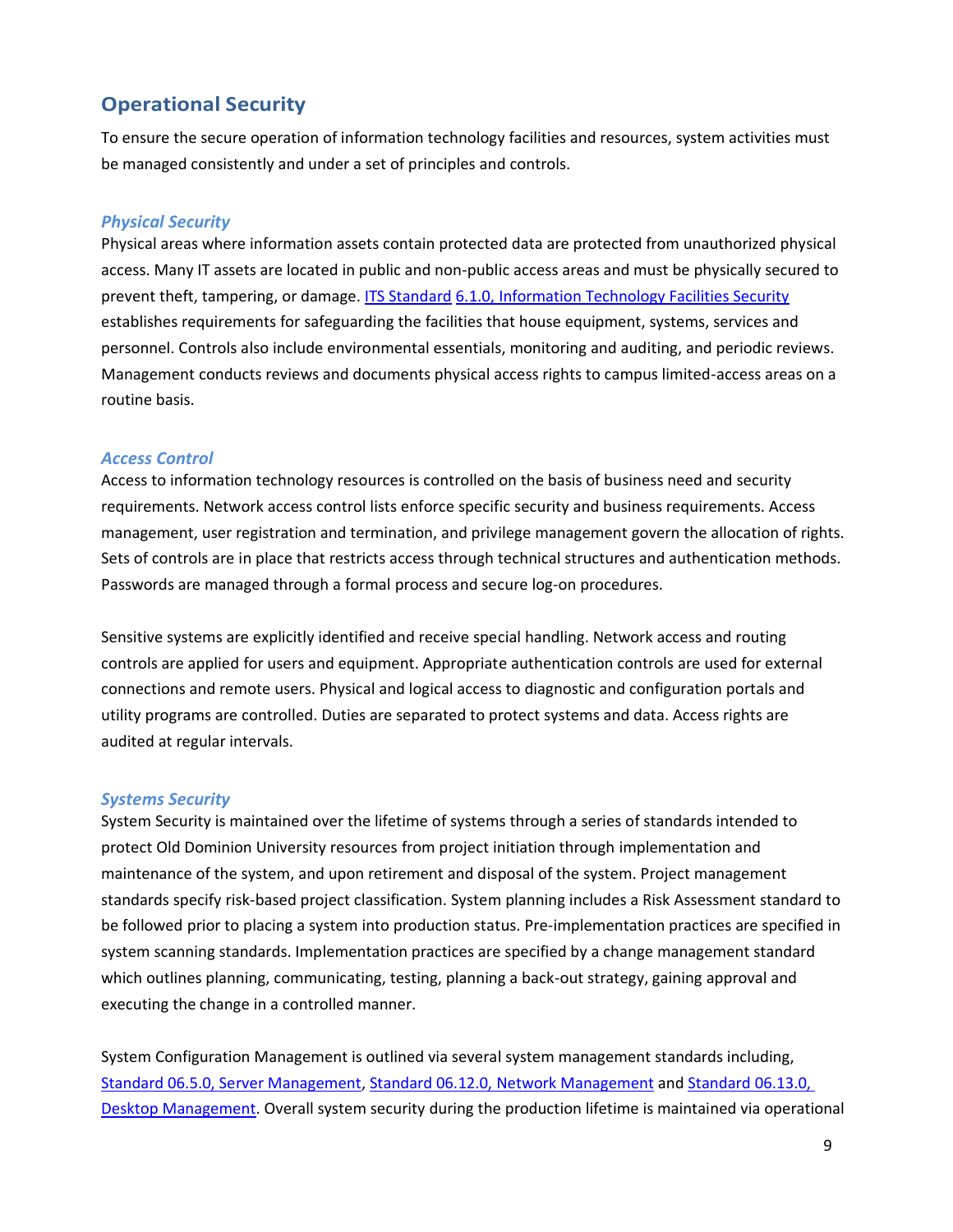## Operational Security

To ensure the secure operation of information technology facilities and resources, system activities must be managed consistently and under a set of principles and controls.

### *Physical Security*

Physical areas where information assets contain protected data are protected from unauthorized physical access. Many IT assets are located in public and non-public access areas and must be physically secured to prevent theft, tampering, or damage. ITS Standard 6.1.0, Information Technology Facilities Security establishes requirements for safeguarding the facilities that house equipment, systems, services and personnel. Controls also include environmental essentials, monitoring and auditing, and periodic reviews. Management conducts reviews and documents physical access rights to campus limited-access areas on a routine basis.

### *Access Control*

Access to information technology resources is controlled on the basis of business need and security requirements. Network access control lists enforce specific security and business requirements. Access management, user registration and termination, and privilege management govern the allocation of rights. Sets of controls are in place that restricts access through technical structures and authentication methods. Passwords are managed through a formal process and secure log-on procedures.

Sensitive systems are explicitly identified and receive special handling. Network access and routing controls are applied for users and equipment. Appropriate authentication controls are used for external connections and remote users. Physical and logical access to diagnostic and configuration portals and utility programs are controlled. Duties are separated to protect systems and data. Access rights are audited at regular intervals.

### *Systems Security*

System Security is maintained over the lifetime of systems through a series of standards intended to protect Old Dominion University resources from project initiation through implementation and maintenance of the system, and upon retirement and disposal of the system. Project management standards specify risk-based project classification. System planning includes a Risk Assessment standard to be followed prior to placing a system into production status. Pre-implementation practices are specified in system scanning standards. Implementation practices are specified by a change management standard which outlines planning, communicating, testing, planning a back-out strategy, gaining approval and executing the change in a controlled manner.

System Configuration Management is outlined via several system management standards including, Standard 06.5.0, Server Management, Standard 06.12.0, Network Management and Standard 06.13.0, Desktop Management. Overall system security during the production lifetime is maintained via operational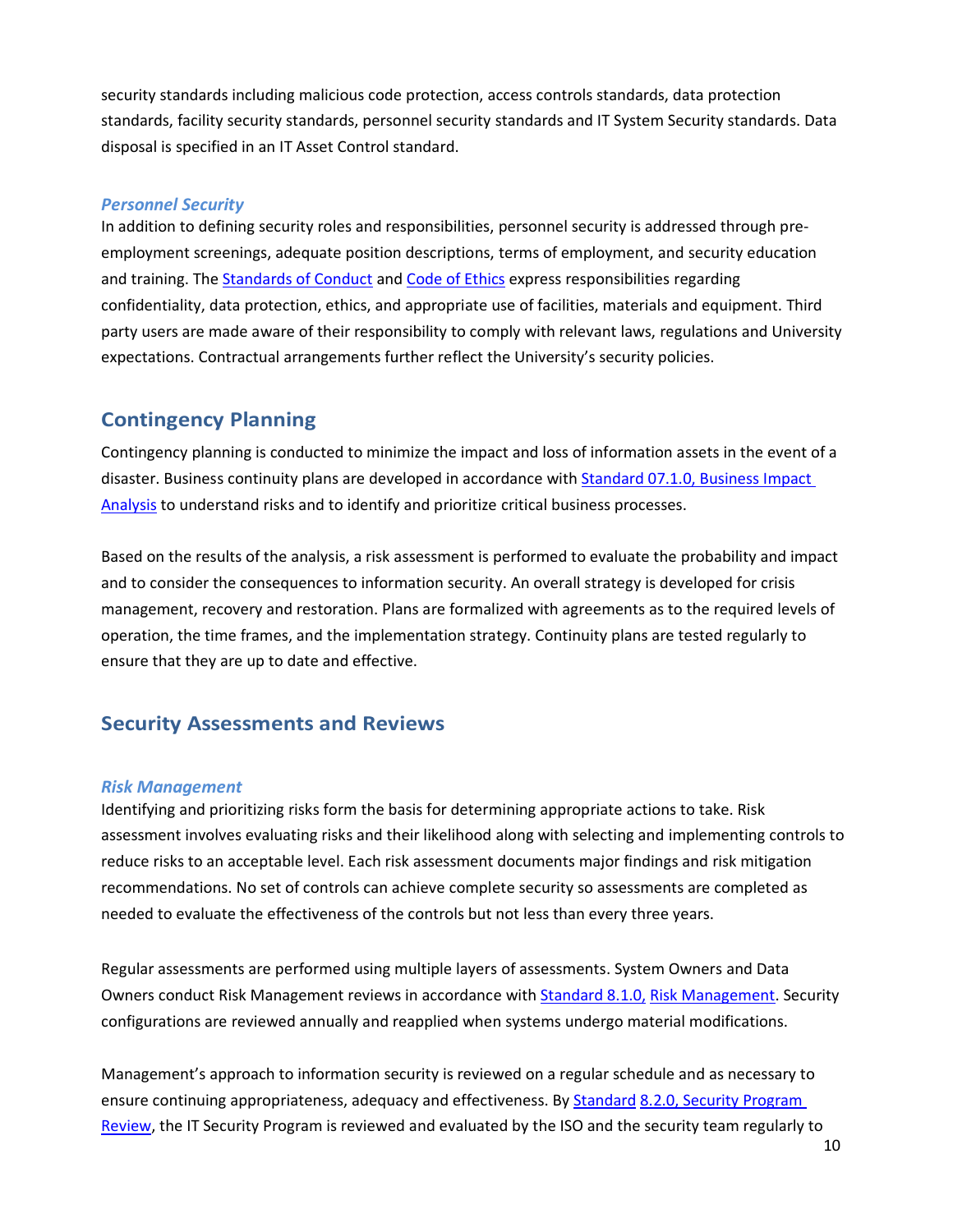security standards including malicious code protection, access controls standards, data protection standards, facility security standards, personnel security standards and IT System Security standards. Data disposal is specified in an IT Asset Control standard.

### *Personnel Security*

In addition to defining security roles and responsibilities, personnel security is addressed through pre-employment screenings, adequate position descriptions, terms of employment, and security education and training. The Standards of Conduct and Code of Ethics express responsibilities regarding confidentiality, data protection, ethics, and appropriate use of facilities, materials and equipment. Third party users are made aware of their responsibility to comply with relevant laws, regulations and University expectations. Contractual arrangements further reflect the University's security policies.

## Contingency Planning

Contingency planning is conducted to minimize the impact and loss of information assets in the event of a disaster. Business continuity plans are developed in accordance with Standard 07.1.0, Business Impact Analysis to understand risks and to identify and prioritize critical business processes.

Based on the results of the analysis, a risk assessment is performed to evaluate the probability and impact and to consider the consequences to information security. An overall strategy is developed for crisis management, recovery and restoration. Plans are formalized with agreements as to the required levels of operation, the time frames, and the implementation strategy. Continuity plans are tested regularly to ensure that they are up to date and effective.

## Security Assessments and Reviews

### *Risk Management*

Identifying and prioritizing risks form the basis for determining appropriate actions to take. Risk assessment involves evaluating risks and their likelihood along with selecting and implementing controls to reduce risks to an acceptable level. Each risk assessment documents major findings and risk mitigation recommendations. No set of controls can achieve complete security so assessments are completed as needed to evaluate the effectiveness of the controls but not less than every three years.

Regular assessments are performed using multiple layers of assessments. System Owners and Data Owners conduct Risk Management reviews in accordance with Standard 8.1.0, Risk Management. Security configurations are reviewed annually and reapplied when systems undergo material modifications.

Management's approach to information security is reviewed on a regular schedule and as necessary to ensure continuing appropriateness, adequacy and effectiveness. By Standard 8.2.0, Security Program Review, the IT Security Program is reviewed and evaluated by the ISO and the security team regularly to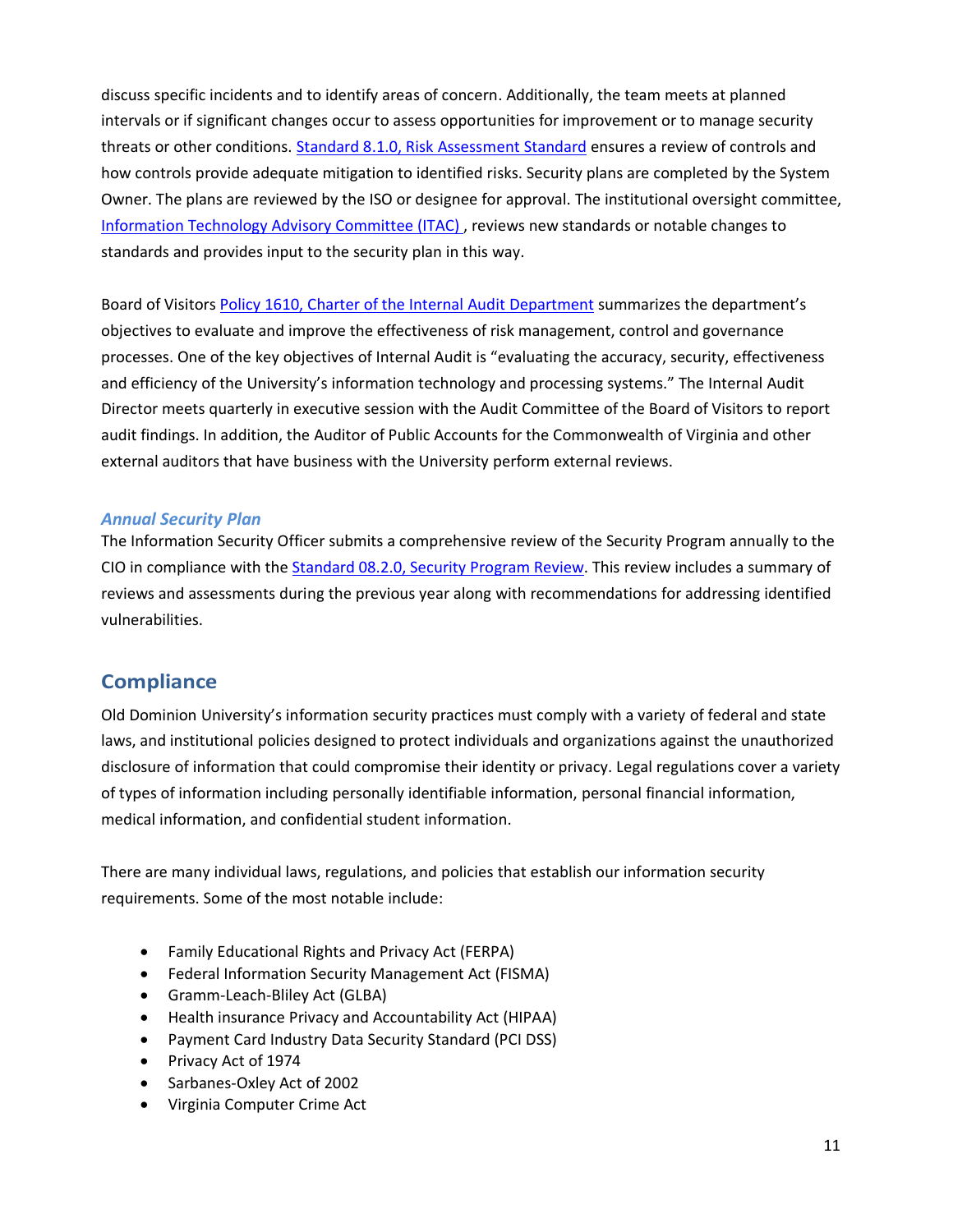discuss specific incidents and to identify areas of concern. Additionally, the team meets at planned intervals or if significant changes occur to assess opportunities for improvement or to manage security threats or other conditions. Standard 8.1.0, Risk Assessment Standard ensures a review of controls and how controls provide adequate mitigation to identified risks. Security plans are completed by the System Owner. The plans are reviewed by the ISO or designee for approval. The institutional oversight committee, Information Technology Advisory Committee (ITAC) , reviews new standards or notable changes to standards and provides input to the security plan in this way.

Board of Visitors Policy 1610, Charter of the Internal Audit Department summarizes the department's objectives to evaluate and improve the effectiveness of risk management, control and governance processes. One of the key objectives of Internal Audit is "evaluating the accuracy, security, effectiveness and efficiency of the University's information technology and processing systems." The Internal Audit Director meets quarterly in executive session with the Audit Committee of the Board of Visitors to report audit findings. In addition, the Auditor of Public Accounts for the Commonwealth of Virginia and other external auditors that have business with the University perform external reviews.

### *Annual Security Plan*

The Information Security Officer submits a comprehensive review of the Security Program annually to the CIO in compliance with the Standard 08.2.0, Security Program Review. This review includes a summary of reviews and assessments during the previous year along with recommendations for addressing identified vulnerabilities.

## Compliance

Old Dominion University's information security practices must comply with a variety of federal and state laws, and institutional policies designed to protect individuals and organizations against the unauthorized disclosure of information that could compromise their identity or privacy. Legal regulations cover a variety of types of information including personally identifiable information, personal financial information, medical information, and confidential student information.

There are many individual laws, regulations, and policies that establish our information security requirements. Some of the most notable include:

- Family Educational Rights and Privacy Act (FERPA)
- Federal Information Security Management Act (FISMA)
- Gramm-Leach-Bliley Act (GLBA)
- Health insurance Privacy and Accountability Act (HIPAA)
- Payment Card Industry Data Security Standard (PCI DSS)
- Privacy Act of 1974
- Sarbanes-Oxley Act of 2002
- Virginia Computer Crime Act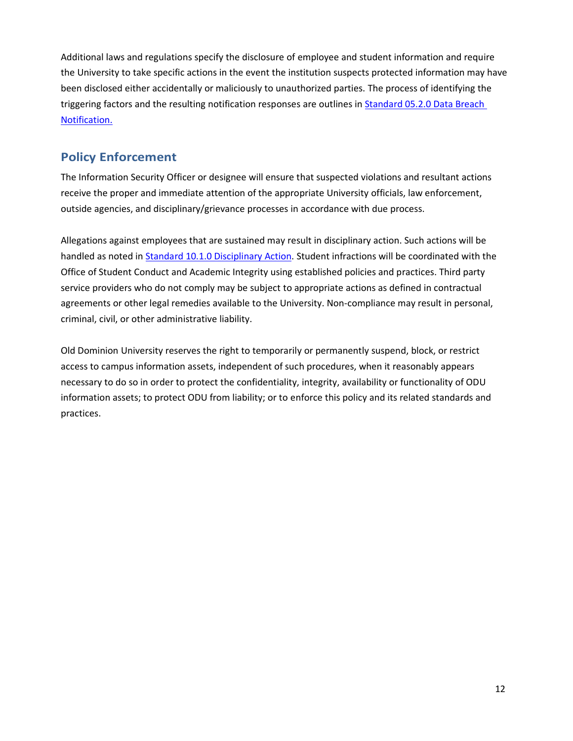Additional laws and regulations specify the disclosure of employee and student information and require the University to take specific actions in the event the institution suspects protected information may have been disclosed either accidentally or maliciously to unauthorized parties. The process of identifying the triggering factors and the resulting notification responses are outlines in Standard 05.2.0 Data Breach Notification.

## Policy Enforcement

The Information Security Officer or designee will ensure that suspected violations and resultant actions receive the proper and immediate attention of the appropriate University officials, law enforcement, outside agencies, and disciplinary/grievance processes in accordance with due process.

Allegations against employees that are sustained may result in disciplinary action. Such actions will be handled as noted in Standard 10.1.0 Disciplinary Action. Student infractions will be coordinated with the Office of Student Conduct and Academic Integrity using established policies and practices. Third party service providers who do not comply may be subject to appropriate actions as defined in contractual agreements or other legal remedies available to the University. Non-compliance may result in personal, criminal, civil, or other administrative liability.

Old Dominion University reserves the right to temporarily or permanently suspend, block, or restrict access to campus information assets, independent of such procedures, when it reasonably appears necessary to do so in order to protect the confidentiality, integrity, availability or functionality of ODU information assets; to protect ODU from liability; or to enforce this policy and its related standards and practices.